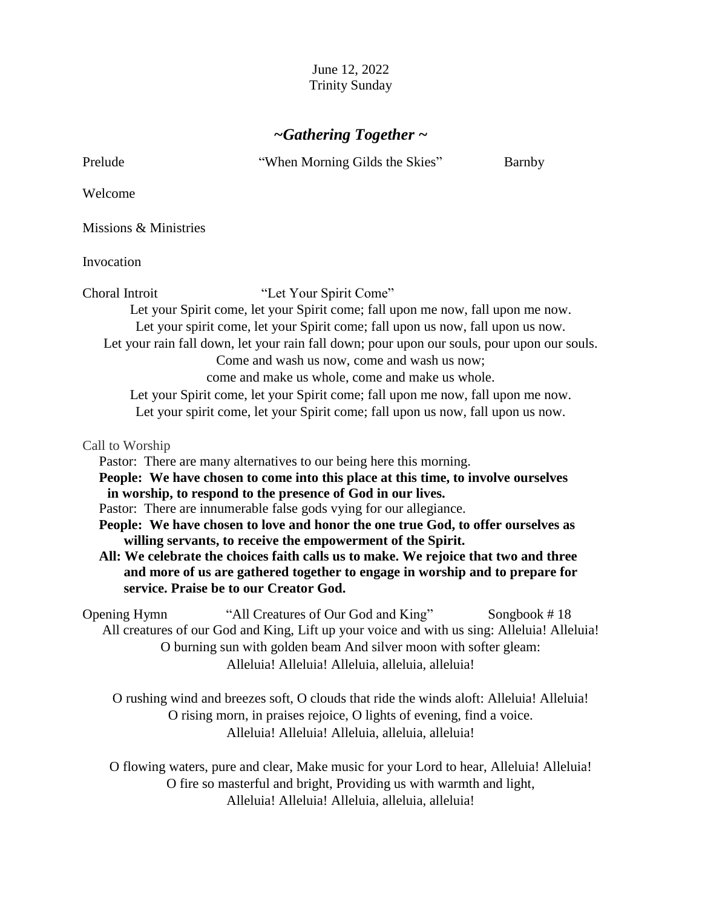June 12, 2022
Trinity Sunday

## *~Gathering Together ~*

Prelude "When Morning Gilds the Skies" Barnby

Welcome

Missions & Ministries

Invocation

Choral Introit "Let Your Spirit Come"

Let your Spirit come, let your Spirit come; fall upon me now, fall upon me now.
Let your spirit come, let your Spirit come; fall upon us now, fall upon us now.
Let your rain fall down, let your rain fall down; pour upon our souls, pour upon our souls.
Come and wash us now, come and wash us now;
come and make us whole, come and make us whole.
Let your Spirit come, let your Spirit come; fall upon me now, fall upon me now.
Let your spirit come, let your Spirit come; fall upon us now, fall upon us now.

Call to Worship

Pastor: There are many alternatives to our being here this morning.
**People: We have chosen to come into this place at this time, to involve ourselves in worship, to respond to the presence of God in our lives.**
Pastor: There are innumerable false gods vying for our allegiance.
**People: We have chosen to love and honor the one true God, to offer ourselves as willing servants, to receive the empowerment of the Spirit.**
**All: We celebrate the choices faith calls us to make. We rejoice that two and three and more of us are gathered together to engage in worship and to prepare for service. Praise be to our Creator God.**

Opening Hymn "All Creatures of Our God and King" Songbook # 18

All creatures of our God and King, Lift up your voice and with us sing: Alleluia! Alleluia!
O burning sun with golden beam And silver moon with softer gleam:
Alleluia! Alleluia! Alleluia, alleluia, alleluia!

O rushing wind and breezes soft, O clouds that ride the winds aloft: Alleluia! Alleluia!
O rising morn, in praises rejoice, O lights of evening, find a voice.
Alleluia! Alleluia! Alleluia, alleluia, alleluia!

O flowing waters, pure and clear, Make music for your Lord to hear, Alleluia! Alleluia!
O fire so masterful and bright, Providing us with warmth and light,
Alleluia! Alleluia! Alleluia, alleluia, alleluia!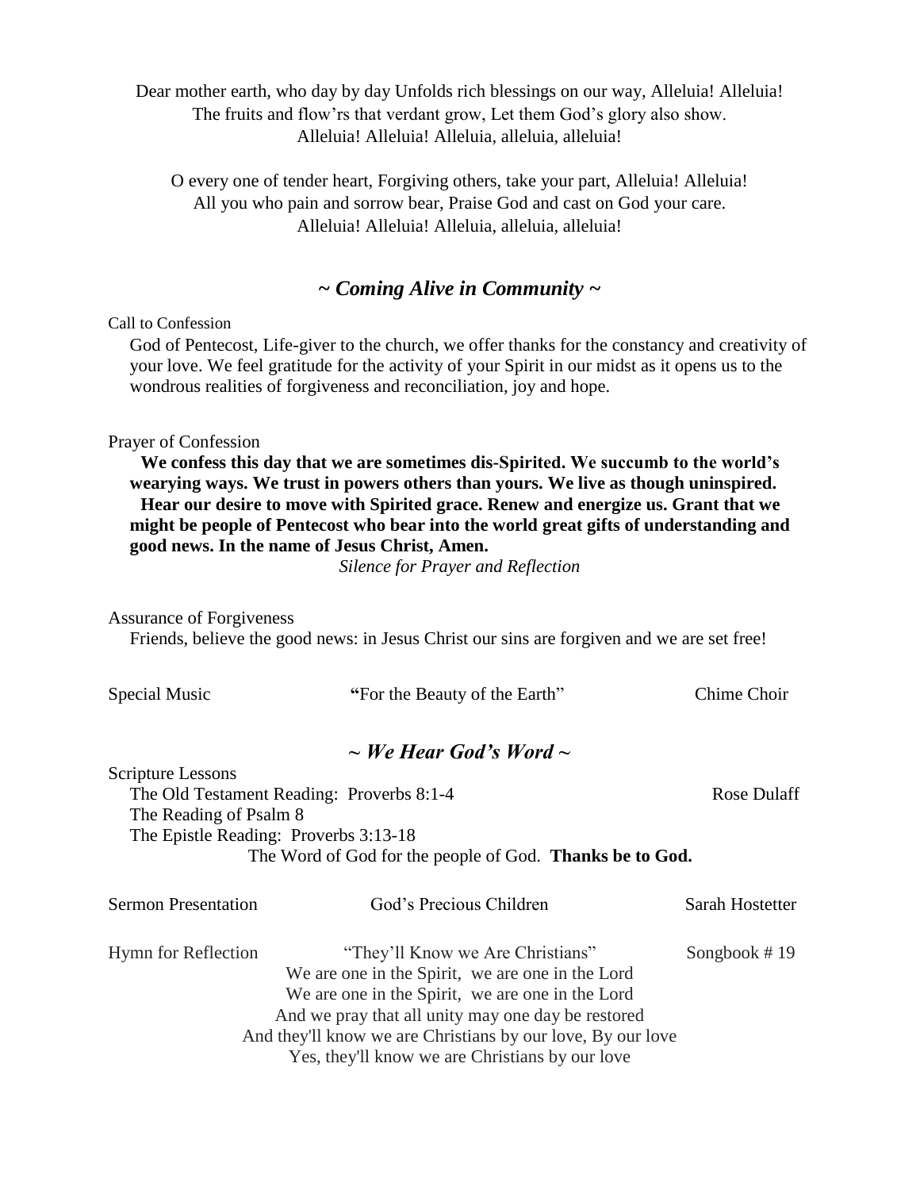Dear mother earth, who day by day Unfolds rich blessings on our way, Alleluia! Alleluia!
The fruits and flow'rs that verdant grow, Let them God's glory also show.
Alleluia! Alleluia! Alleluia, alleluia, alleluia!

O every one of tender heart, Forgiving others, take your part, Alleluia! Alleluia!
All you who pain and sorrow bear, Praise God and cast on God your care.
Alleluia! Alleluia! Alleluia, alleluia, alleluia!

## *~ Coming Alive in Community ~*

Call to Confession

God of Pentecost, Life-giver to the church, we offer thanks for the constancy and creativity of your love. We feel gratitude for the activity of your Spirit in our midst as it opens us to the wondrous realities of forgiveness and reconciliation, joy and hope.

Prayer of Confession

**We confess this day that we are sometimes dis-Spirited. We succumb to the world's wearying ways. We trust in powers others than yours. We live as though uninspired. Hear our desire to move with Spirited grace. Renew and energize us. Grant that we might be people of Pentecost who bear into the world great gifts of understanding and good news. In the name of Jesus Christ, Amen.**

*Silence for Prayer and Reflection*

Assurance of Forgiveness

Friends, believe the good news: in Jesus Christ our sins are forgiven and we are set free!

Special Music "For the Beauty of the Earth" Chime Choir

## *~ We Hear God's Word ~*

Scripture Lessons

The Old Testament Reading: Proverbs 8:1-4 Rose Dulaff

The Reading of Psalm 8

The Epistle Reading: Proverbs 3:13-18

The Word of God for the people of God. **Thanks be to God.**

Sermon Presentation God's Precious Children Sarah Hostetter

Hymn for Reflection "They'll Know we Are Christians" Songbook # 19

We are one in the Spirit, we are one in the Lord
We are one in the Spirit, we are one in the Lord
And we pray that all unity may one day be restored
And they'll know we are Christians by our love, By our love
Yes, they'll know we are Christians by our love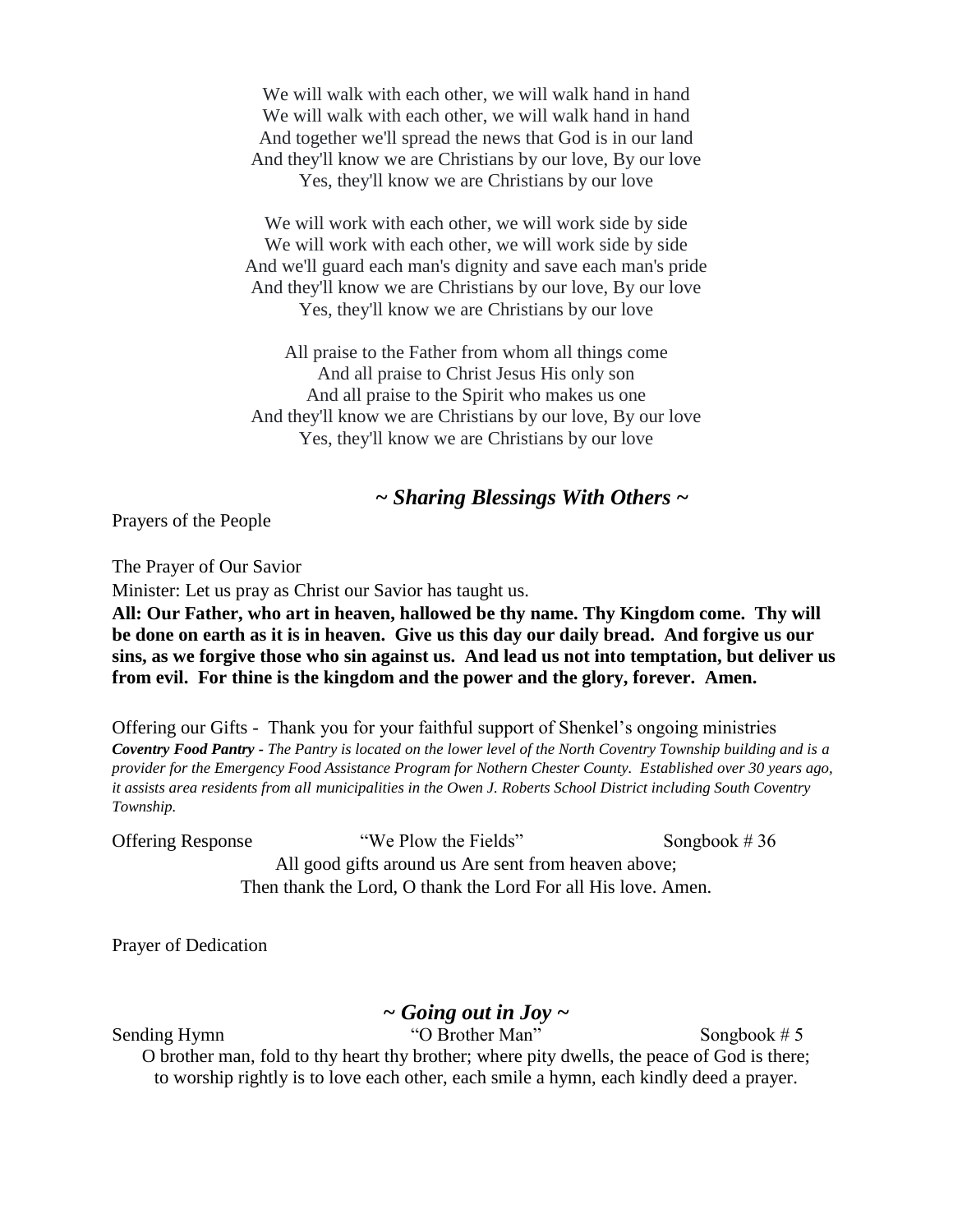We will walk with each other, we will walk hand in hand
We will walk with each other, we will walk hand in hand
And together we'll spread the news that God is in our land
And they'll know we are Christians by our love, By our love
Yes, they'll know we are Christians by our love

We will work with each other, we will work side by side
We will work with each other, we will work side by side
And we'll guard each man's dignity and save each man's pride
And they'll know we are Christians by our love, By our love
Yes, they'll know we are Christians by our love

All praise to the Father from whom all things come
And all praise to Christ Jesus His only son
And all praise to the Spirit who makes us one
And they'll know we are Christians by our love, By our love
Yes, they'll know we are Christians by our love

## *~ Sharing Blessings With Others ~*

Prayers of the People

The Prayer of Our Savior

Minister: Let us pray as Christ our Savior has taught us.

**All: Our Father, who art in heaven, hallowed be thy name. Thy Kingdom come. Thy will be done on earth as it is in heaven. Give us this day our daily bread. And forgive us our sins, as we forgive those who sin against us. And lead us not into temptation, but deliver us from evil. For thine is the kingdom and the power and the glory, forever. Amen.**

Offering our Gifts - Thank you for your faithful support of Shenkel's ongoing ministries

***Coventry Food Pantry*** *- The Pantry is located on the lower level of the North Coventry Township building and is a provider for the Emergency Food Assistance Program for Nothern Chester County. Established over 30 years ago, it assists area residents from all municipalities in the Owen J. Roberts School District including South Coventry Township.*

Offering Response "We Plow the Fields" Songbook # 36

All good gifts around us Are sent from heaven above;
Then thank the Lord, O thank the Lord For all His love. Amen.

Prayer of Dedication

## *~ Going out in Joy ~*

Sending Hymn "O Brother Man" Songbook # 5

O brother man, fold to thy heart thy brother; where pity dwells, the peace of God is there;
to worship rightly is to love each other, each smile a hymn, each kindly deed a prayer.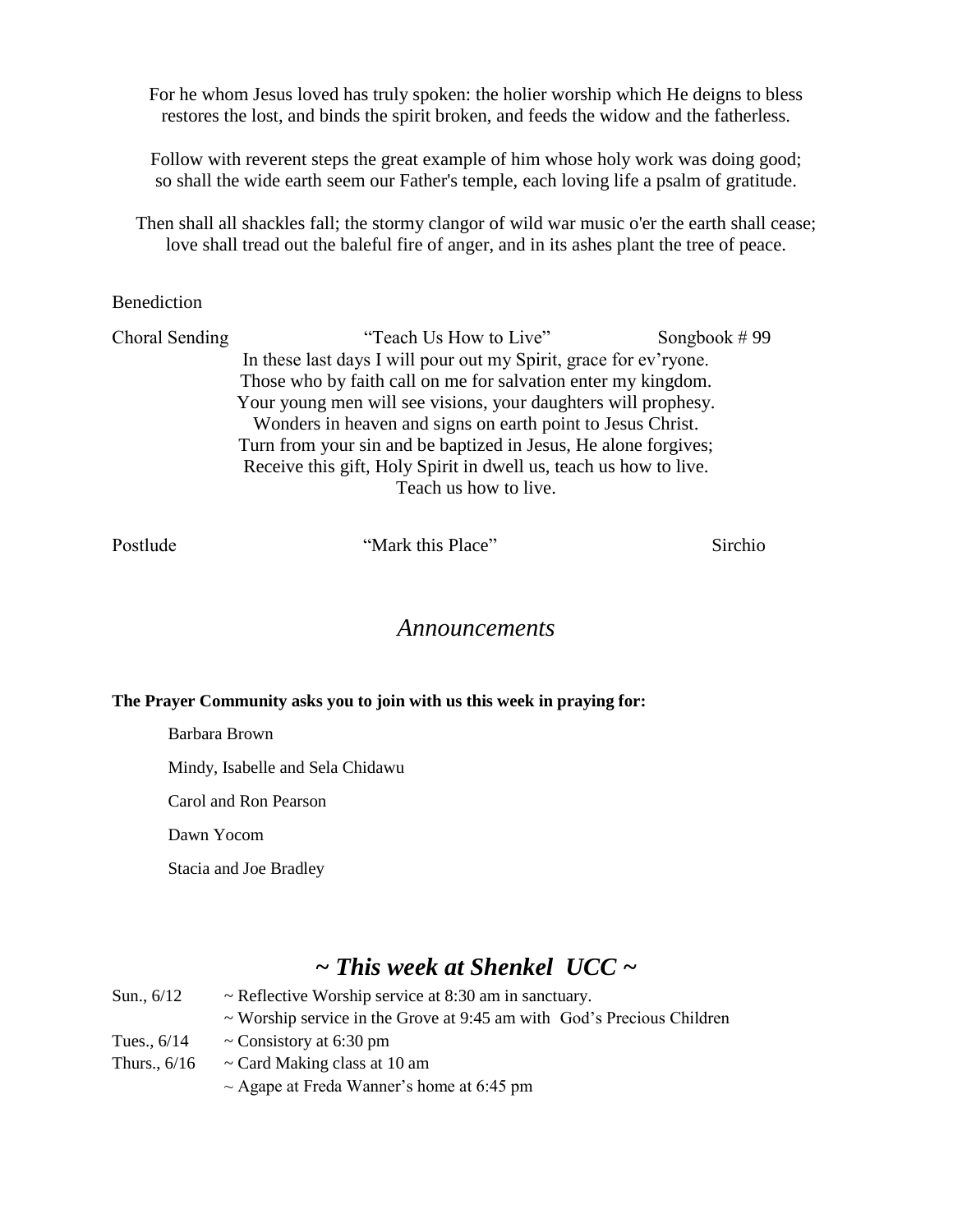For he whom Jesus loved has truly spoken: the holier worship which He deigns to bless restores the lost, and binds the spirit broken, and feeds the widow and the fatherless.

Follow with reverent steps the great example of him whose holy work was doing good; so shall the wide earth seem our Father's temple, each loving life a psalm of gratitude.

Then shall all shackles fall; the stormy clangor of wild war music o'er the earth shall cease; love shall tread out the baleful fire of anger, and in its ashes plant the tree of peace.

Benediction

Choral Sending "Teach Us How to Live" Songbook # 99

In these last days I will pour out my Spirit, grace for ev'ryone.
Those who by faith call on me for salvation enter my kingdom.
Your young men will see visions, your daughters will prophesy.
Wonders in heaven and signs on earth point to Jesus Christ.
Turn from your sin and be baptized in Jesus, He alone forgives;
Receive this gift, Holy Spirit in dwell us, teach us how to live.
Teach us how to live.

Postlude "Mark this Place" Sirchio

## *Announcements*

**The Prayer Community asks you to join with us this week in praying for:**

Barbara Brown

Mindy, Isabelle and Sela Chidawu

Carol and Ron Pearson

Dawn Yocom

Stacia and Joe Bradley

## *~ This week at Shenkel UCC ~*

| | |
|---|---|
| Sun., 6/12 | ~ Reflective Worship service at 8:30 am in sanctuary. |
| | ~ Worship service in the Grove at 9:45 am with God's Precious Children |
| Tues., 6/14 | ~ Consistory at 6:30 pm |
| Thurs., 6/16 | ~ Card Making class at 10 am |
| | ~ Agape at Freda Wanner's home at 6:45 pm |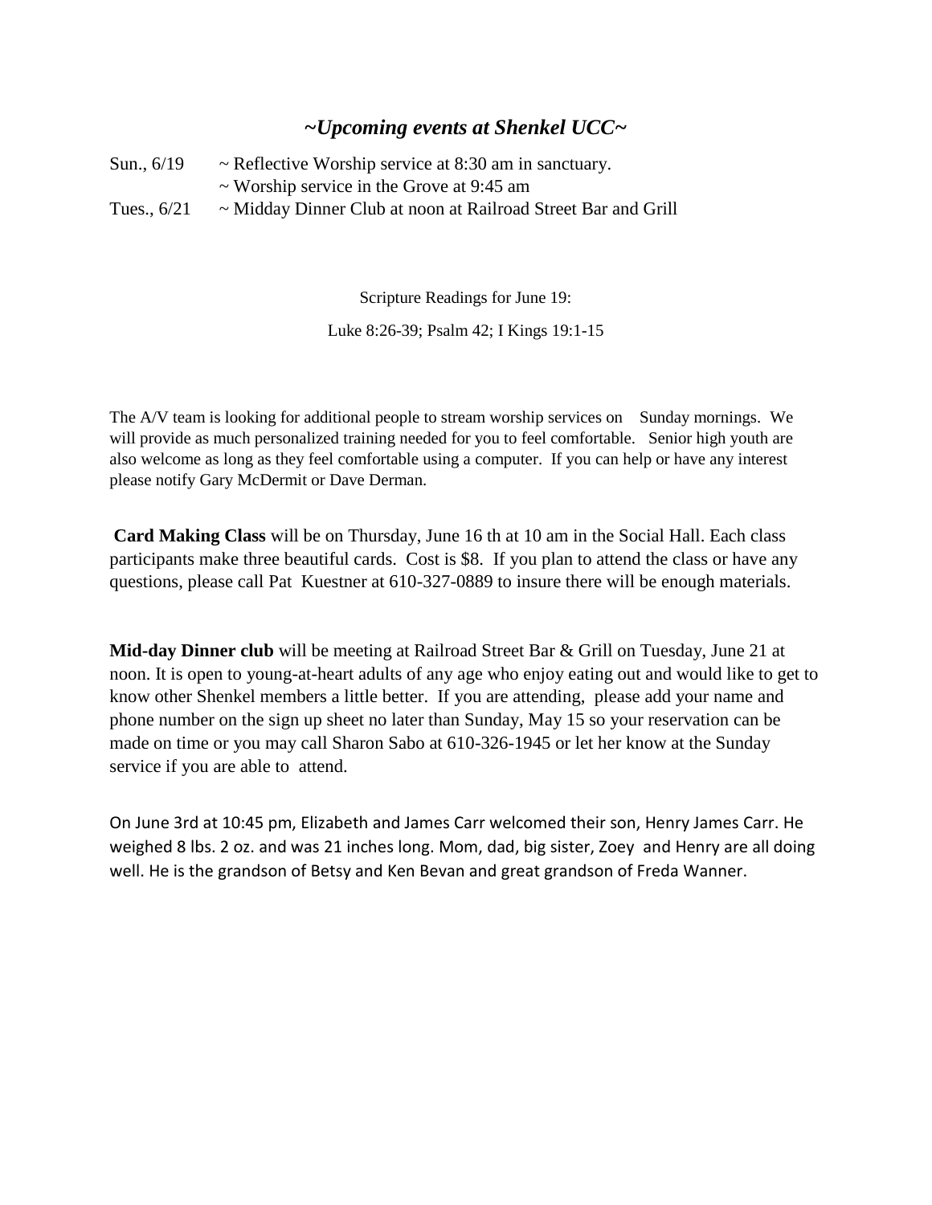## *~Upcoming events at Shenkel UCC~*

| | |
|---|---|
| Sun., 6/19 | ~ Reflective Worship service at 8:30 am in sanctuary. |
| | ~ Worship service in the Grove at 9:45 am |
| Tues., 6/21 | ~ Midday Dinner Club at noon at Railroad Street Bar and Grill |

Scripture Readings for June 19:

Luke 8:26-39; Psalm 42; I Kings 19:1-15

The A/V team is looking for additional people to stream worship services on Sunday mornings. We will provide as much personalized training needed for you to feel comfortable. Senior high youth are also welcome as long as they feel comfortable using a computer. If you can help or have any interest please notify Gary McDermit or Dave Derman.

**Card Making Class** will be on Thursday, June 16 th at 10 am in the Social Hall. Each class participants make three beautiful cards. Cost is $8. If you plan to attend the class or have any questions, please call Pat Kuestner at 610-327-0889 to insure there will be enough materials.

**Mid-day Dinner club** will be meeting at Railroad Street Bar & Grill on Tuesday, June 21 at noon. It is open to young-at-heart adults of any age who enjoy eating out and would like to get to know other Shenkel members a little better. If you are attending, please add your name and phone number on the sign up sheet no later than Sunday, May 15 so your reservation can be made on time or you may call Sharon Sabo at 610-326-1945 or let her know at the Sunday service if you are able to attend.

On June 3rd at 10:45 pm, Elizabeth and James Carr welcomed their son, Henry James Carr. He weighed 8 lbs. 2 oz. and was 21 inches long. Mom, dad, big sister, Zoey and Henry are all doing well. He is the grandson of Betsy and Ken Bevan and great grandson of Freda Wanner.